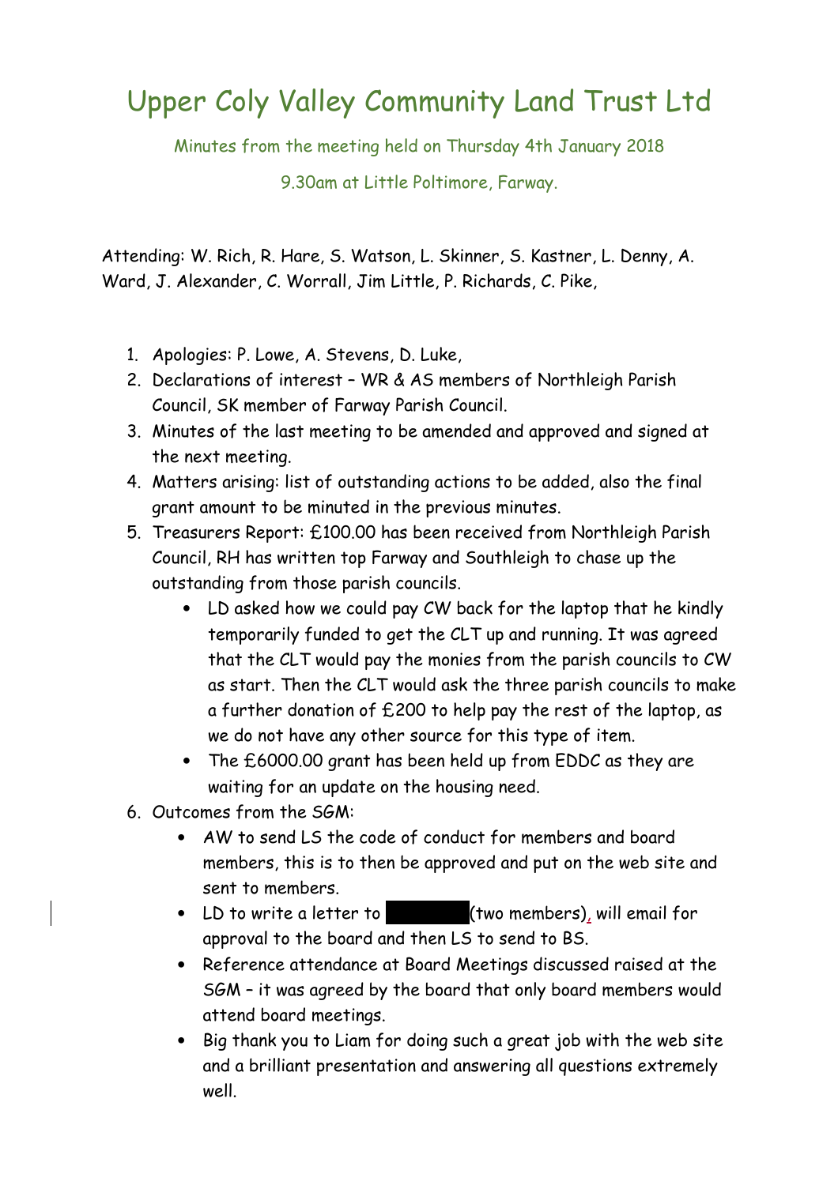# Upper Coly Valley Community Land Trust Ltd

Minutes from the meeting held on Thursday 4th January 2018

9.30am at Little Poltimore, Farway.

Attending: W. Rich, R. Hare, S. Watson, L. Skinner, S. Kastner, L. Denny, A. Ward, J. Alexander, C. Worrall, Jim Little, P. Richards, C. Pike,

1. Apologies: P. Lowe, A. Stevens, D. Luke,
2. Declarations of interest – WR & AS members of Northleigh Parish Council, SK member of Farway Parish Council.
3. Minutes of the last meeting to be amended and approved and signed at the next meeting.
4. Matters arising: list of outstanding actions to be added, also the final grant amount to be minuted in the previous minutes.
5. Treasurers Report: £100.00 has been received from Northleigh Parish Council, RH has written top Farway and Southleigh to chase up the outstanding from those parish councils.
   - LD asked how we could pay CW back for the laptop that he kindly temporarily funded to get the CLT up and running. It was agreed that the CLT would pay the monies from the parish councils to CW as start. Then the CLT would ask the three parish councils to make a further donation of £200 to help pay the rest of the laptop, as we do not have any other source for this type of item.
   - The £6000.00 grant has been held up from EDDC as they are waiting for an update on the housing need.
6. Outcomes from the SGM:
   - AW to send LS the code of conduct for members and board members, this is to then be approved and put on the web site and sent to members.
   - LD to write a letter to ██████ (two members), will email for approval to the board and then LS to send to BS.
   - Reference attendance at Board Meetings discussed raised at the SGM – it was agreed by the board that only board members would attend board meetings.
   - Big thank you to Liam for doing such a great job with the web site and a brilliant presentation and answering all questions extremely well.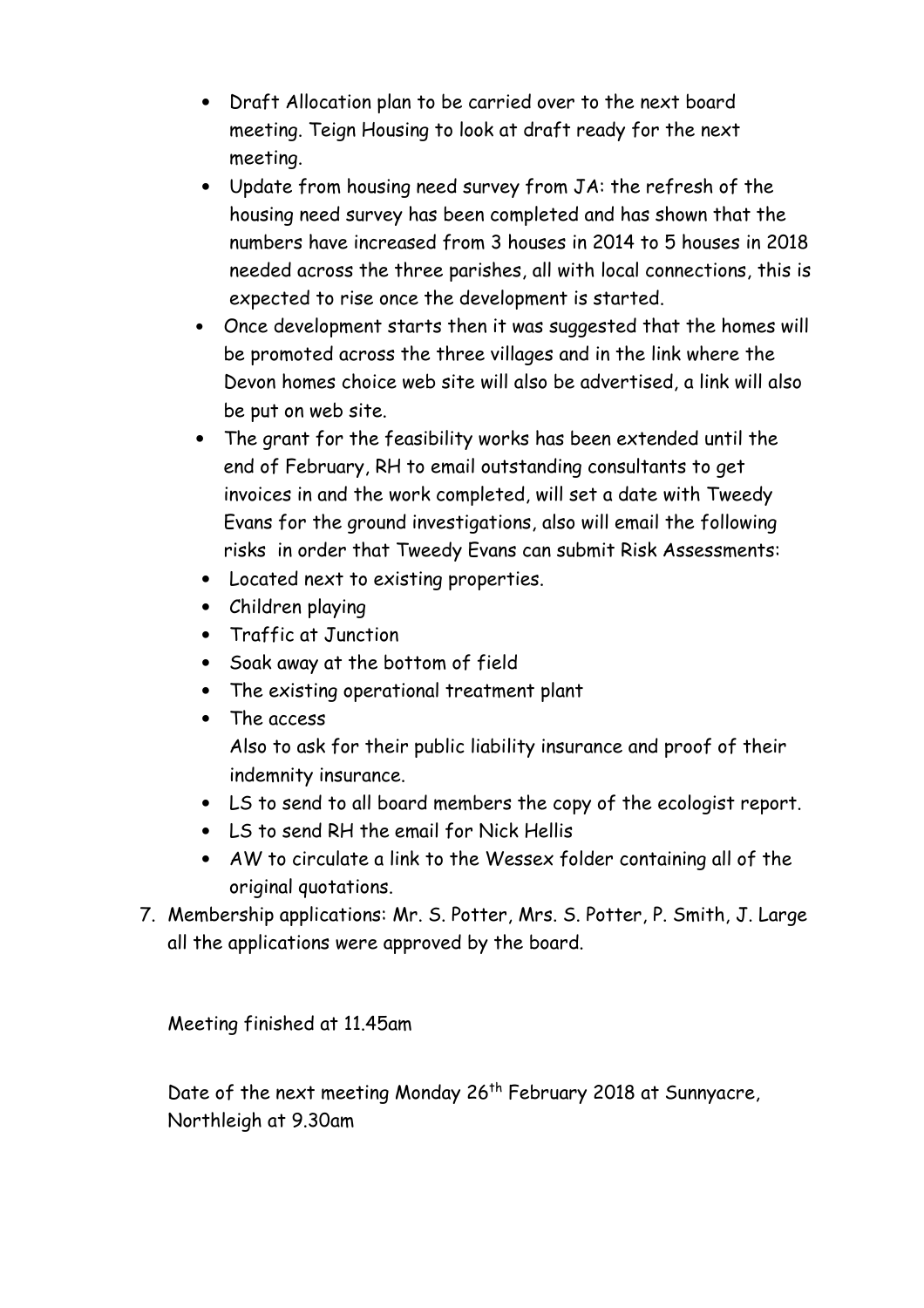- Draft Allocation plan to be carried over to the next board meeting. Teign Housing to look at draft ready for the next meeting.
- Update from housing need survey from JA: the refresh of the housing need survey has been completed and has shown that the numbers have increased from 3 houses in 2014 to 5 houses in 2018 needed across the three parishes, all with local connections, this is expected to rise once the development is started.
- Once development starts then it was suggested that the homes will be promoted across the three villages and in the link where the Devon homes choice web site will also be advertised, a link will also be put on web site.
- The grant for the feasibility works has been extended until the end of February, RH to email outstanding consultants to get invoices in and the work completed, will set a date with Tweedy Evans for the ground investigations, also will email the following risks in order that Tweedy Evans can submit Risk Assessments:
- Located next to existing properties.
- Children playing
- Traffic at Junction
- Soak away at the bottom of field
- The existing operational treatment plant
- The access
  Also to ask for their public liability insurance and proof of their indemnity insurance.
- LS to send to all board members the copy of the ecologist report.
- LS to send RH the email for Nick Hellis
- AW to circulate a link to the Wessex folder containing all of the original quotations.

7. Membership applications: Mr. S. Potter, Mrs. S. Potter, P. Smith, J. Large all the applications were approved by the board.

Meeting finished at 11.45am

Date of the next meeting Monday 26th February 2018 at Sunnyacre, Northleigh at 9.30am